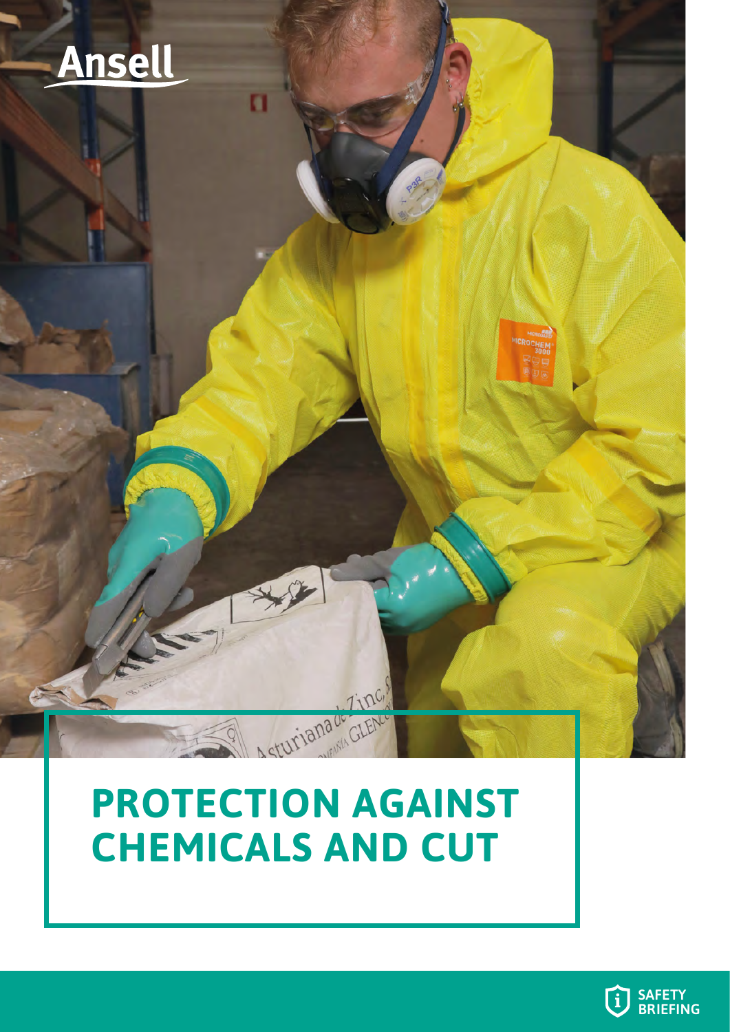Ansell

# PROTECTION AGAINST CHEMICALS AND CUT

SAFETY BRIEFING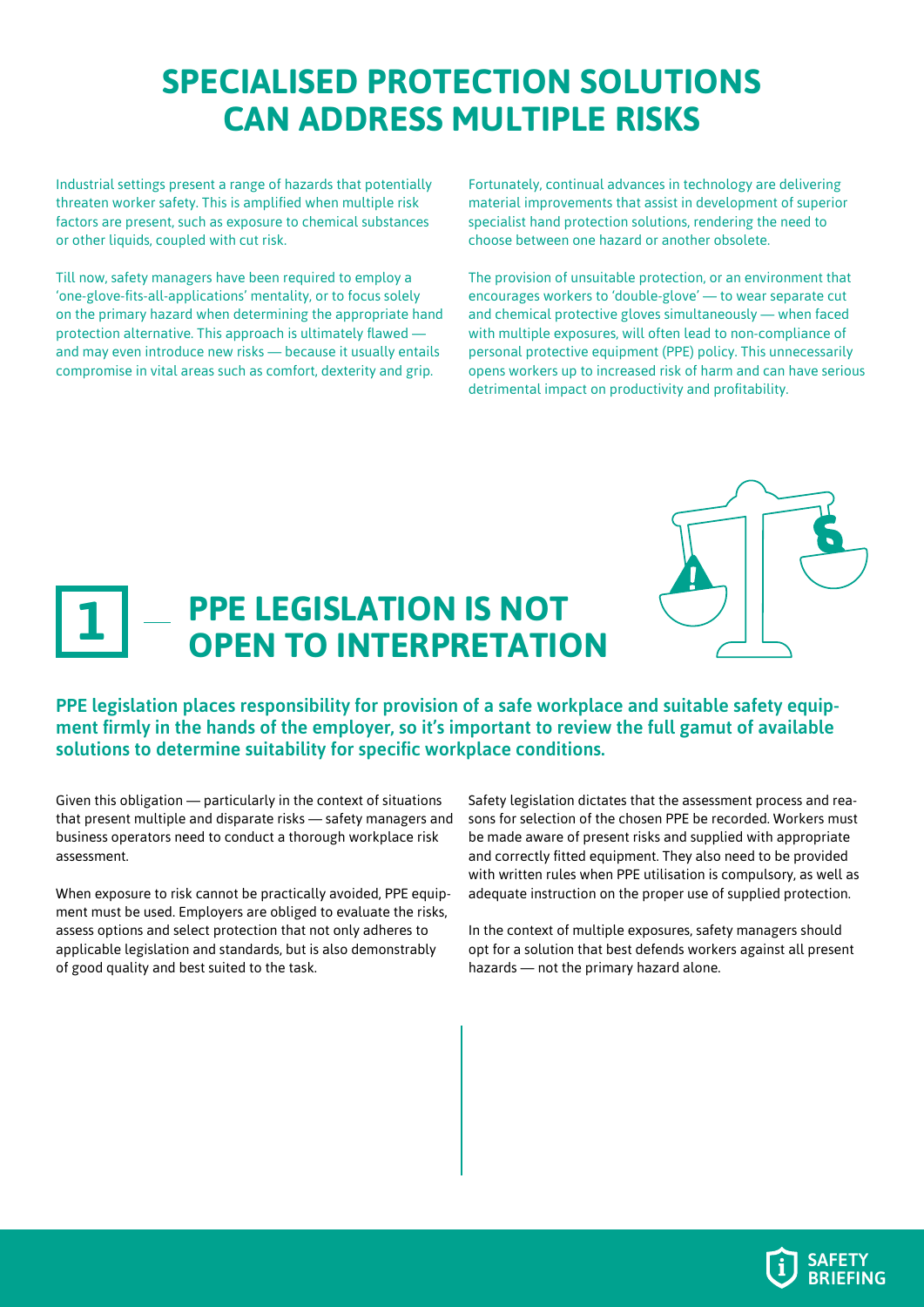# SPECIALISED PROTECTION SOLUTIONS CAN ADDRESS MULTIPLE RISKS

Industrial settings present a range of hazards that potentially threaten worker safety. This is amplified when multiple risk factors are present, such as exposure to chemical substances or other liquids, coupled with cut risk.

Till now, safety managers have been required to employ a 'one-glove-fits-all-applications' mentality, or to focus solely on the primary hazard when determining the appropriate hand protection alternative. This approach is ultimately flawed — and may even introduce new risks — because it usually entails compromise in vital areas such as comfort, dexterity and grip.

Fortunately, continual advances in technology are delivering material improvements that assist in development of superior specialist hand protection solutions, rendering the need to choose between one hazard or another obsolete.

The provision of unsuitable protection, or an environment that encourages workers to 'double-glove' — to wear separate cut and chemical protective gloves simultaneously — when faced with multiple exposures, will often lead to non-compliance of personal protective equipment (PPE) policy. This unnecessarily opens workers up to increased risk of harm and can have serious detrimental impact on productivity and profitability.

## 1 — PPE LEGISLATION IS NOT OPEN TO INTERPRETATION

**PPE legislation places responsibility for provision of a safe workplace and suitable safety equipment firmly in the hands of the employer, so it's important to review the full gamut of available solutions to determine suitability for specific workplace conditions.**

Given this obligation — particularly in the context of situations that present multiple and disparate risks — safety managers and business operators need to conduct a thorough workplace risk assessment.

When exposure to risk cannot be practically avoided, PPE equipment must be used. Employers are obliged to evaluate the risks, assess options and select protection that not only adheres to applicable legislation and standards, but is also demonstrably of good quality and best suited to the task.

Safety legislation dictates that the assessment process and reasons for selection of the chosen PPE be recorded. Workers must be made aware of present risks and supplied with appropriate and correctly fitted equipment. They also need to be provided with written rules when PPE utilisation is compulsory, as well as adequate instruction on the proper use of supplied protection.

In the context of multiple exposures, safety managers should opt for a solution that best defends workers against all present hazards — not the primary hazard alone.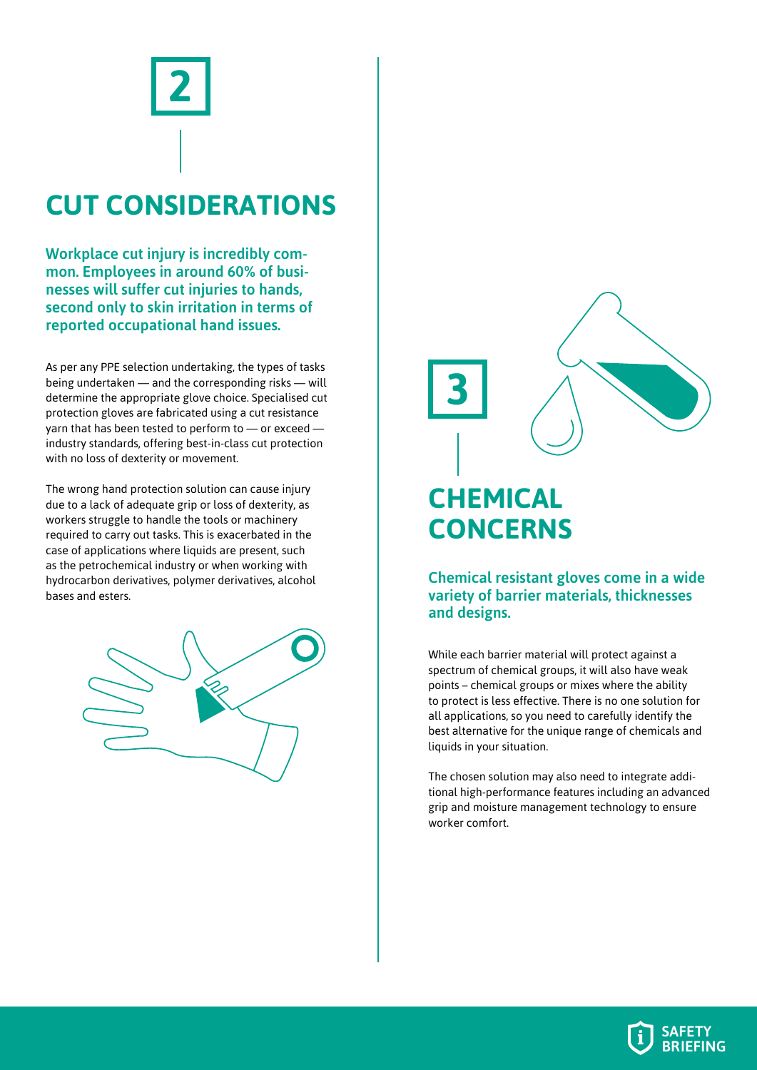## 2

# CUT CONSIDERATIONS

**Workplace cut injury is incredibly common. Employees in around 60% of businesses will suffer cut injuries to hands, second only to skin irritation in terms of reported occupational hand issues.**

As per any PPE selection undertaking, the types of tasks being undertaken — and the corresponding risks — will determine the appropriate glove choice. Specialised cut protection gloves are fabricated using a cut resistance yarn that has been tested to perform to — or exceed — industry standards, offering best-in-class cut protection with no loss of dexterity or movement.

The wrong hand protection solution can cause injury due to a lack of adequate grip or loss of dexterity, as workers struggle to handle the tools or machinery required to carry out tasks. This is exacerbated in the case of applications where liquids are present, such as the petrochemical industry or when working with hydrocarbon derivatives, polymer derivatives, alcohol bases and esters.

## 3

# CHEMICAL CONCERNS

**Chemical resistant gloves come in a wide variety of barrier materials, thicknesses and designs.**

While each barrier material will protect against a spectrum of chemical groups, it will also have weak points – chemical groups or mixes where the ability to protect is less effective. There is no one solution for all applications, so you need to carefully identify the best alternative for the unique range of chemicals and liquids in your situation.

The chosen solution may also need to integrate additional high-performance features including an advanced grip and moisture management technology to ensure worker comfort.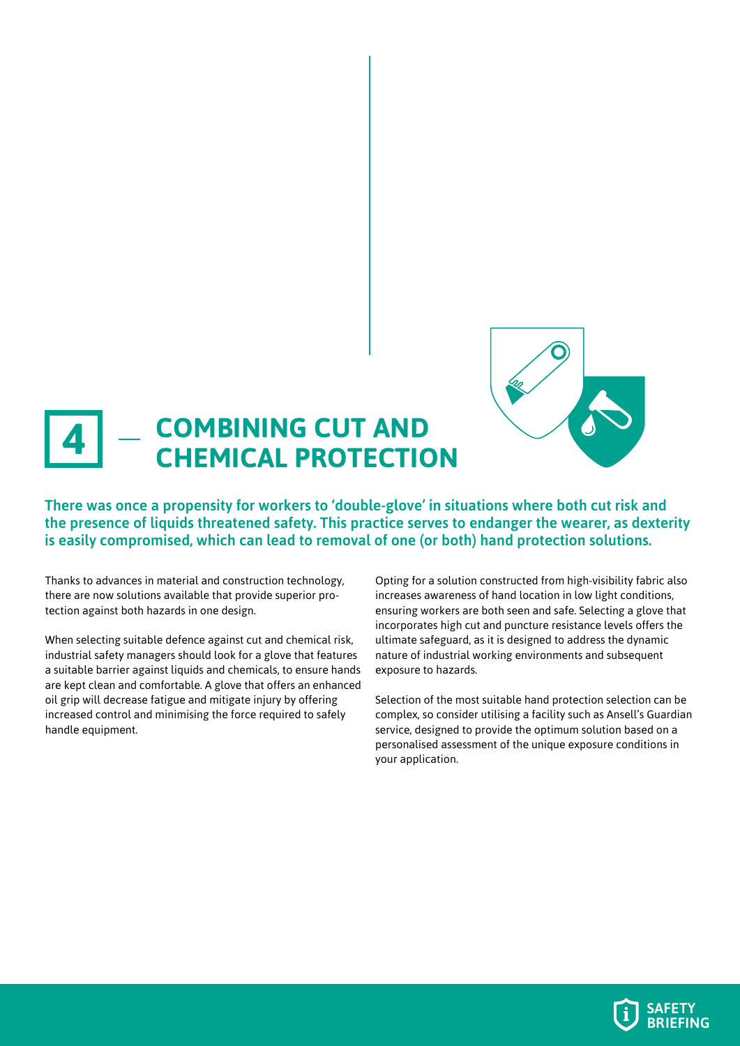## 4 — COMBINING CUT AND CHEMICAL PROTECTION

**There was once a propensity for workers to 'double-glove' in situations where both cut risk and the presence of liquids threatened safety. This practice serves to endanger the wearer, as dexterity is easily compromised, which can lead to removal of one (or both) hand protection solutions.**

Thanks to advances in material and construction technology, there are now solutions available that provide superior protection against both hazards in one design.

When selecting suitable defence against cut and chemical risk, industrial safety managers should look for a glove that features a suitable barrier against liquids and chemicals, to ensure hands are kept clean and comfortable. A glove that offers an enhanced oil grip will decrease fatigue and mitigate injury by offering increased control and minimising the force required to safely handle equipment.

Opting for a solution constructed from high-visibility fabric also increases awareness of hand location in low light conditions, ensuring workers are both seen and safe. Selecting a glove that incorporates high cut and puncture resistance levels offers the ultimate safeguard, as it is designed to address the dynamic nature of industrial working environments and subsequent exposure to hazards.

Selection of the most suitable hand protection selection can be complex, so consider utilising a facility such as Ansell's Guardian service, designed to provide the optimum solution based on a personalised assessment of the unique exposure conditions in your application.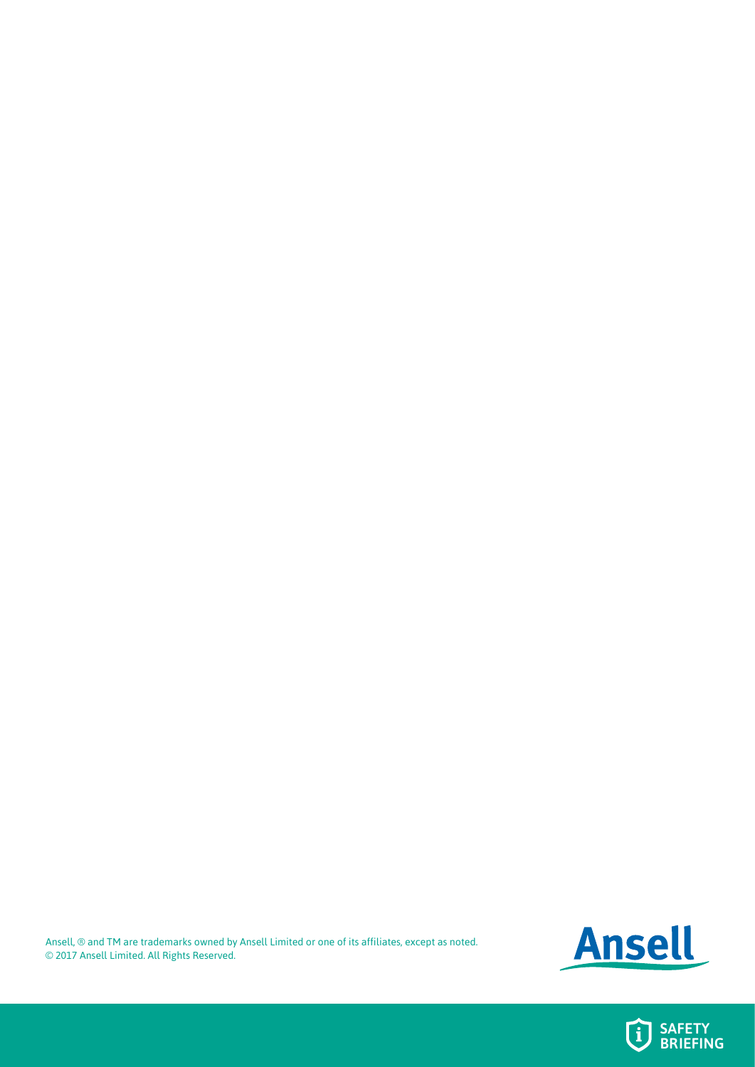Ansell, ® and TM are trademarks owned by Ansell Limited or one of its affiliates, except as noted.
© 2017 Ansell Limited. All Rights Reserved.

Ansell

SAFETY BRIEFING